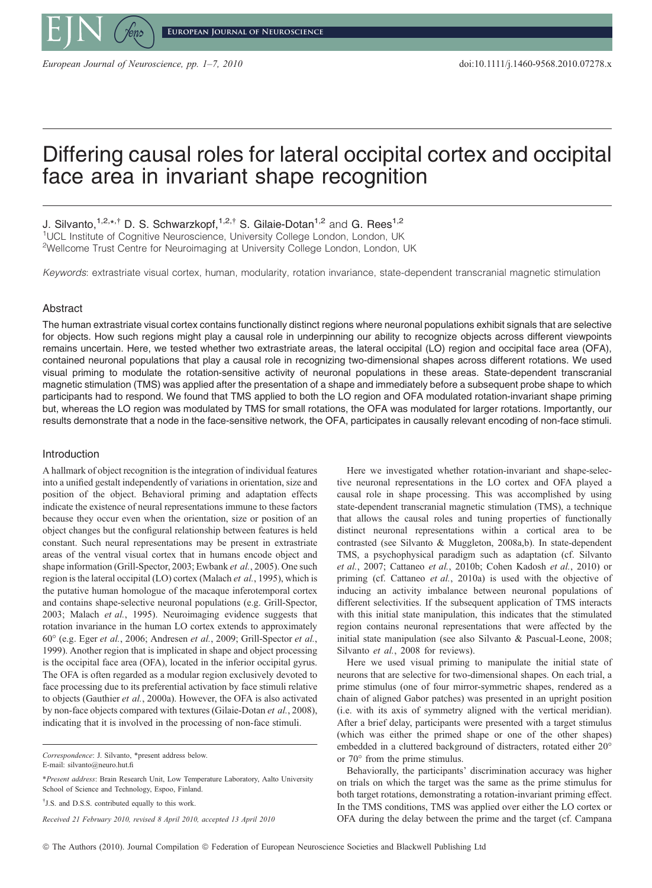# Differing causal roles for lateral occipital cortex and occipital face area in invariant shape recognition

J. Silvanto,[1,2,*,†] D. S. Schwarzkopf,[1,2,†] S. Gilaie-Dotan[1,2] and G. Rees[1,2]

[1]UCL Institute of Cognitive Neuroscience, University College London, London, UK
[2]Wellcome Trust Centre for Neuroimaging at University College London, London, UK

*Keywords*: extrastriate visual cortex, human, modularity, rotation invariance, state-dependent transcranial magnetic stimulation

## Abstract

The human extrastriate visual cortex contains functionally distinct regions where neuronal populations exhibit signals that are selective for objects. How such regions might play a causal role in underpinning our ability to recognize objects across different viewpoints remains uncertain. Here, we tested whether two extrastriate areas, the lateral occipital (LO) region and occipital face area (OFA), contained neuronal populations that play a causal role in recognizing two-dimensional shapes across different rotations. We used visual priming to modulate the rotation-sensitive activity of neuronal populations in these areas. State-dependent transcranial magnetic stimulation (TMS) was applied after the presentation of a shape and immediately before a subsequent probe shape to which participants had to respond. We found that TMS applied to both the LO region and OFA modulated rotation-invariant shape priming but, whereas the LO region was modulated by TMS for small rotations, the OFA was modulated for larger rotations. Importantly, our results demonstrate that a node in the face-sensitive network, the OFA, participates in causally relevant encoding of non-face stimuli.

## Introduction

A hallmark of object recognition is the integration of individual features into a unified gestalt independently of variations in orientation, size and position of the object. Behavioral priming and adaptation effects indicate the existence of neural representations immune to these factors because they occur even when the orientation, size or position of an object changes but the configural relationship between features is held constant. Such neural representations may be present in extrastriate areas of the ventral visual cortex that in humans encode object and shape information (Grill-Spector, 2003; Ewbank *et al.*, 2005). One such region is the lateral occipital (LO) cortex (Malach *et al.*, 1995), which is the putative human homologue of the macaque inferotemporal cortex and contains shape-selective neuronal populations (e.g. Grill-Spector, 2003; Malach *et al.*, 1995). Neuroimaging evidence suggests that rotation invariance in the human LO cortex extends to approximately 60° (e.g. Eger *et al.*, 2006; Andresen *et al.*, 2009; Grill-Spector *et al.*, 1999). Another region that is implicated in shape and object processing is the occipital face area (OFA), located in the inferior occipital gyrus. The OFA is often regarded as a modular region exclusively devoted to face processing due to its preferential activation by face stimuli relative to objects (Gauthier *et al.*, 2000a). However, the OFA is also activated by non-face objects compared with textures (Gilaie-Dotan *et al.*, 2008), indicating that it is involved in the processing of non-face stimuli.

Here we investigated whether rotation-invariant and shape-selective neuronal representations in the LO cortex and OFA played a causal role in shape processing. This was accomplished by using state-dependent transcranial magnetic stimulation (TMS), a technique that allows the causal roles and tuning properties of functionally distinct neuronal representations within a cortical area to be contrasted (see Silvanto & Muggleton, 2008a,b). In state-dependent TMS, a psychophysical paradigm such as adaptation (cf. Silvanto *et al.*, 2007; Cattaneo *et al.*, 2010b; Cohen Kadosh *et al.*, 2010) or priming (cf. Cattaneo *et al.*, 2010a) is used with the objective of inducing an activity imbalance between neuronal populations of different selectivities. If the subsequent application of TMS interacts with this initial state manipulation, this indicates that the stimulated region contains neuronal representations that were affected by the initial state manipulation (see also Silvanto & Pascual-Leone, 2008; Silvanto *et al.*, 2008 for reviews).

Here we used visual priming to manipulate the initial state of neurons that are selective for two-dimensional shapes. On each trial, a prime stimulus (one of four mirror-symmetric shapes, rendered as a chain of aligned Gabor patches) was presented in an upright position (i.e. with its axis of symmetry aligned with the vertical meridian). After a brief delay, participants were presented with a target stimulus (which was either the primed shape or one of the other shapes) embedded in a cluttered background of distracters, rotated either 20° or 70° from the prime stimulus.

Behaviorally, the participants' discrimination accuracy was higher on trials on which the target was the same as the prime stimulus for both target rotations, demonstrating a rotation-invariant priming effect. In the TMS conditions, TMS was applied over either the LO cortex or OFA during the delay between the prime and the target (cf. Campana

---

*Correspondence*: J. Silvanto, *present address below.
E-mail: silvanto@neuro.hut.fi

*Present address*: Brain Research Unit, Low Temperature Laboratory, Aalto University School of Science and Technology, Espoo, Finland.

†J.S. and D.S.S. contributed equally to this work.

*Received 21 February 2010, revised 8 April 2010, accepted 13 April 2010*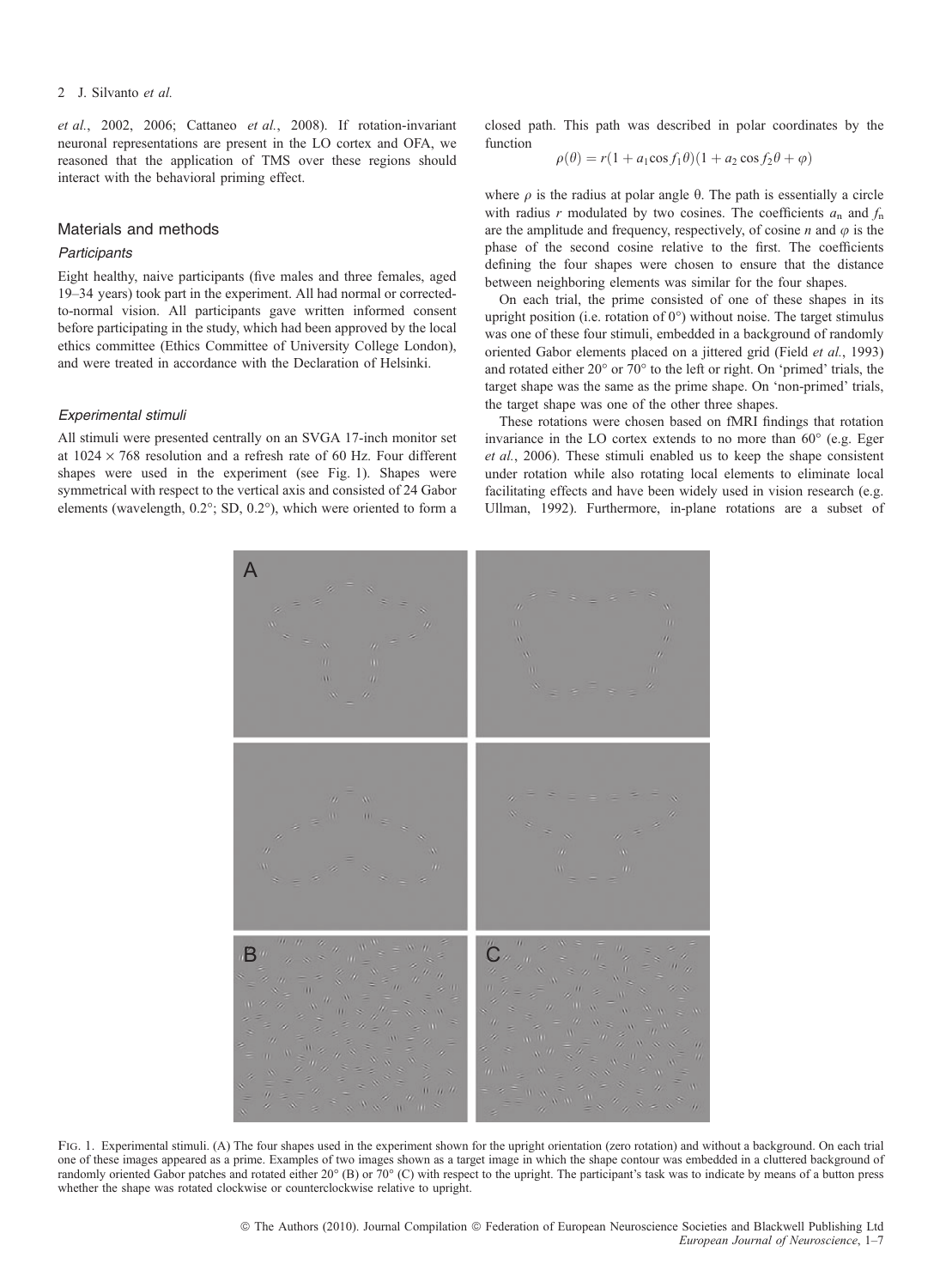et al., 2002, 2006; Cattaneo et al., 2008). If rotation-invariant neuronal representations are present in the LO cortex and OFA, we reasoned that the application of TMS over these regions should interact with the behavioral priming effect.

## Materials and methods

### Participants

Eight healthy, naive participants (five males and three females, aged 19–34 years) took part in the experiment. All had normal or corrected-to-normal vision. All participants gave written informed consent before participating in the study, which had been approved by the local ethics committee (Ethics Committee of University College London), and were treated in accordance with the Declaration of Helsinki.

### Experimental stimuli

All stimuli were presented centrally on an SVGA 17-inch monitor set at 1024 × 768 resolution and a refresh rate of 60 Hz. Four different shapes were used in the experiment (see Fig. 1). Shapes were symmetrical with respect to the vertical axis and consisted of 24 Gabor elements (wavelength, 0.2°; SD, 0.2°), which were oriented to form a closed path. This path was described in polar coordinates by the function

$$\rho(\theta) = r(1 + a_1 \cos f_1 \theta)(1 + a_2 \cos f_2 \theta + \varphi)$$

where $\rho$ is the radius at polar angle $\theta$. The path is essentially a circle with radius $r$ modulated by two cosines. The coefficients $a_n$ and $f_n$ are the amplitude and frequency, respectively, of cosine $n$ and $\varphi$ is the phase of the second cosine relative to the first. The coefficients defining the four shapes were chosen to ensure that the distance between neighboring elements was similar for the four shapes.

On each trial, the prime consisted of one of these shapes in its upright position (i.e. rotation of 0°) without noise. The target stimulus was one of these four stimuli, embedded in a background of randomly oriented Gabor elements placed on a jittered grid (Field et al., 1993) and rotated either 20° or 70° to the left or right. On 'primed' trials, the target shape was the same as the prime shape. On 'non-primed' trials, the target shape was one of the other three shapes.

These rotations were chosen based on fMRI findings that rotation invariance in the LO cortex extends to no more than 60° (e.g. Eger et al., 2006). These stimuli enabled us to keep the shape consistent under rotation while also rotating local elements to eliminate local facilitating effects and have been widely used in vision research (e.g. Ullman, 1992). Furthermore, in-plane rotations are a subset of

Fig. 1. Experimental stimuli. (A) The four shapes used in the experiment shown for the upright orientation (zero rotation) and without a background. On each trial one of these images appeared as a prime. Examples of two images shown as a target image in which the shape contour was embedded in a cluttered background of randomly oriented Gabor patches and rotated either 20° (B) or 70° (C) with respect to the upright. The participant's task was to indicate by means of a button press whether the shape was rotated clockwise or counterclockwise relative to upright.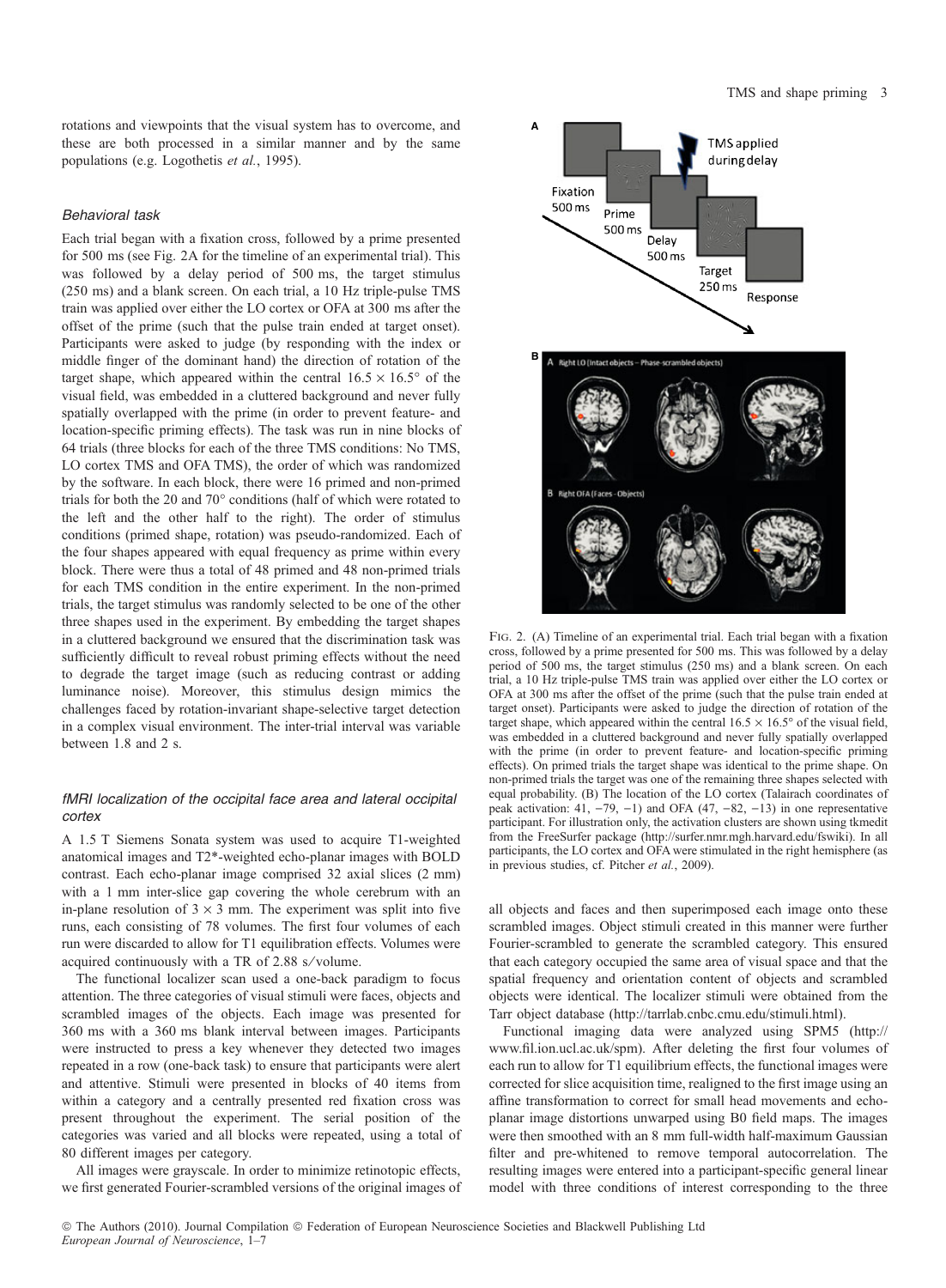rotations and viewpoints that the visual system has to overcome, and these are both processed in a similar manner and by the same populations (e.g. Logothetis *et al.*, 1995).

### *Behavioral task*

Each trial began with a fixation cross, followed by a prime presented for 500 ms (see Fig. 2A for the timeline of an experimental trial). This was followed by a delay period of 500 ms, the target stimulus (250 ms) and a blank screen. On each trial, a 10 Hz triple-pulse TMS train was applied over either the LO cortex or OFA at 300 ms after the offset of the prime (such that the pulse train ended at target onset). Participants were asked to judge (by responding with the index or middle finger of the dominant hand) the direction of rotation of the target shape, which appeared within the central $16.5 \times 16.5°$ of the visual field, was embedded in a cluttered background and never fully spatially overlapped with the prime (in order to prevent feature- and location-specific priming effects). The task was run in nine blocks of 64 trials (three blocks for each of the three TMS conditions: No TMS, LO cortex TMS and OFA TMS), the order of which was randomized by the software. In each block, there were 16 primed and non-primed trials for both the 20 and 70° conditions (half of which were rotated to the left and the other half to the right). The order of stimulus conditions (primed shape, rotation) was pseudo-randomized. Each of the four shapes appeared with equal frequency as prime within every block. There were thus a total of 48 primed and 48 non-primed trials for each TMS condition in the entire experiment. In the non-primed trials, the target stimulus was randomly selected to be one of the other three shapes used in the experiment. By embedding the target shapes in a cluttered background we ensured that the discrimination task was sufficiently difficult to reveal robust priming effects without the need to degrade the target image (such as reducing contrast or adding luminance noise). Moreover, this stimulus design mimics the challenges faced by rotation-invariant shape-selective target detection in a complex visual environment. The inter-trial interval was variable between 1.8 and 2 s.

### *fMRI localization of the occipital face area and lateral occipital cortex*

A 1.5 T Siemens Sonata system was used to acquire T1-weighted anatomical images and T2*-weighted echo-planar images with BOLD contrast. Each echo-planar image comprised 32 axial slices (2 mm) with a 1 mm inter-slice gap covering the whole cerebrum with an in-plane resolution of $3 \times 3$ mm. The experiment was split into five runs, each consisting of 78 volumes. The first four volumes of each run were discarded to allow for T1 equilibration effects. Volumes were acquired continuously with a TR of 2.88 s/volume.

The functional localizer scan used a one-back paradigm to focus attention. The three categories of visual stimuli were faces, objects and scrambled images of the objects. Each image was presented for 360 ms with a 360 ms blank interval between images. Participants were instructed to press a key whenever they detected two images repeated in a row (one-back task) to ensure that participants were alert and attentive. Stimuli were presented in blocks of 40 items from within a category and a centrally presented red fixation cross was present throughout the experiment. The serial position of the categories was varied and all blocks were repeated, using a total of 80 different images per category.

All images were grayscale. In order to minimize retinotopic effects, we first generated Fourier-scrambled versions of the original images of all objects and faces and then superimposed each image onto these scrambled images. Object stimuli created in this manner were further Fourier-scrambled to generate the scrambled category. This ensured that each category occupied the same area of visual space and that the spatial frequency and orientation content of objects and scrambled objects were identical. The localizer stimuli were obtained from the Tarr object database (http://tarrlab.cnbc.cmu.edu/stimuli.html).

Functional imaging data were analyzed using SPM5 (http://www.fil.ion.ucl.ac.uk/spm). After deleting the first four volumes of each run to allow for T1 equilibrium effects, the functional images were corrected for slice acquisition time, realigned to the first image using an affine transformation to correct for small head movements and echo-planar image distortions unwarped using B0 field maps. The images were then smoothed with an 8 mm full-width half-maximum Gaussian filter and pre-whitened to remove temporal autocorrelation. The resulting images were entered into a participant-specific general linear model with three conditions of interest corresponding to the three

FIG. 2. (A) Timeline of an experimental trial. Each trial began with a fixation cross, followed by a prime presented for 500 ms. This was followed by a delay period of 500 ms, the target stimulus (250 ms) and a blank screen. On each trial, a 10 Hz triple-pulse TMS train was applied over either the LO cortex or OFA at 300 ms after the offset of the prime (such that the pulse train ended at target onset). Participants were asked to judge the direction of rotation of the target shape, which appeared within the central $16.5 \times 16.5°$ of the visual field, was embedded in a cluttered background and never fully spatially overlapped with the prime (in order to prevent feature- and location-specific priming effects). On primed trials the target shape was identical to the prime shape. On non-primed trials the target was one of the remaining three shapes selected with equal probability. (B) The location of the LO cortex (Talairach coordinates of peak activation: 41, −79, −1) and OFA (47, −82, −13) in one representative participant. For illustration only, the activation clusters are shown using tkmedit from the FreeSurfer package (http://surfer.nmr.mgh.harvard.edu/fswiki). In all participants, the LO cortex and OFA were stimulated in the right hemisphere (as in previous studies, cf. Pitcher *et al.*, 2009).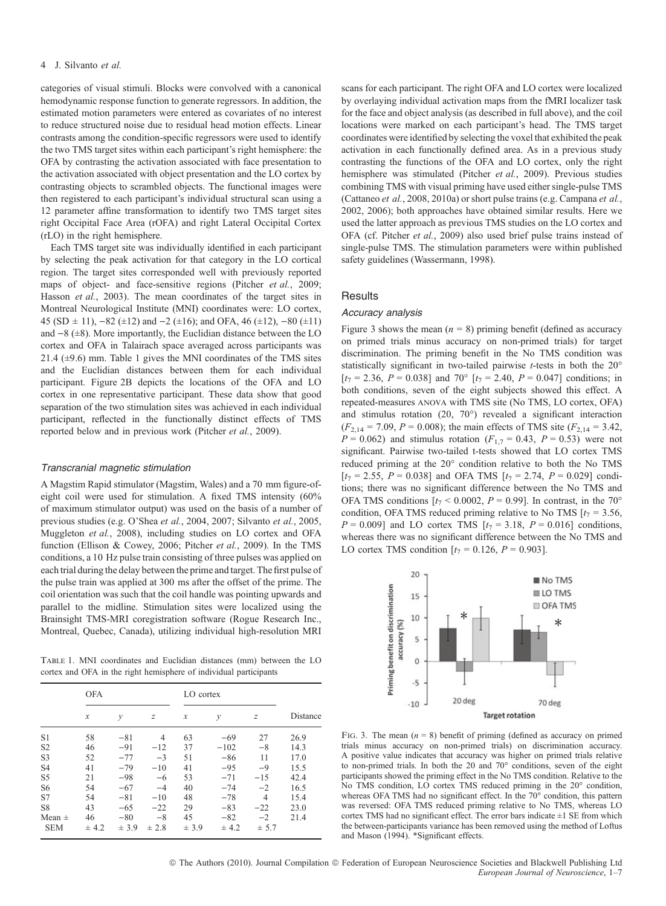categories of visual stimuli. Blocks were convolved with a canonical hemodynamic response function to generate regressors. In addition, the estimated motion parameters were entered as covariates of no interest to reduce structured noise due to residual head motion effects. Linear contrasts among the condition-specific regressors were used to identify the two TMS target sites within each participant's right hemisphere: the OFA by contrasting the activation associated with face presentation to the activation associated with object presentation and the LO cortex by contrasting objects to scrambled objects. The functional images were then registered to each participant's individual structural scan using a 12 parameter affine transformation to identify two TMS target sites right Occipital Face Area (rOFA) and right Lateral Occipital Cortex (rLO) in the right hemisphere.

Each TMS target site was individually identified in each participant by selecting the peak activation for that category in the LO cortical region. The target sites corresponded well with previously reported maps of object- and face-sensitive regions (Pitcher *et al.*, 2009; Hasson *et al.*, 2003). The mean coordinates of the target sites in Montreal Neurological Institute (MNI) coordinates were: LO cortex, 45 (SD ± 11), −82 (±12) and −2 (±16); and OFA, 46 (±12), −80 (±11) and −8 (±8). More importantly, the Euclidian distance between the LO cortex and OFA in Talairach space averaged across participants was 21.4 (±9.6) mm. Table 1 gives the MNI coordinates of the TMS sites and the Euclidian distances between them for each individual participant. Figure 2B depicts the locations of the OFA and LO cortex in one representative participant. These data show that good separation of the two stimulation sites was achieved in each individual participant, reflected in the functionally distinct effects of TMS reported below and in previous work (Pitcher *et al.*, 2009).

### *Transcranial magnetic stimulation*

A Magstim Rapid stimulator (Magstim, Wales) and a 70 mm figure-of-eight coil were used for stimulation. A fixed TMS intensity (60% of maximum stimulator output) was used on the basis of a number of previous studies (e.g. O'Shea *et al.*, 2004, 2007; Silvanto *et al.*, 2005, Muggleton *et al.*, 2008), including studies on LO cortex and OFA function (Ellison & Cowey, 2006; Pitcher *et al.*, 2009). In the TMS conditions, a 10 Hz pulse train consisting of three pulses was applied on each trial during the delay between the prime and target. The first pulse of the pulse train was applied at 300 ms after the offset of the prime. The coil orientation was such that the coil handle was pointing upwards and parallel to the midline. Stimulation sites were localized using the Brainsight TMS-MRI coregistration software (Rogue Research Inc., Montreal, Quebec, Canada), utilizing individual high-resolution MRI scans for each participant. The right OFA and LO cortex were localized by overlaying individual activation maps from the fMRI localizer task for the face and object analysis (as described in full above), and the coil locations were marked on each participant's head. The TMS target coordinates were identified by selecting the voxel that exhibited the peak activation in each functionally defined area. As in a previous study contrasting the functions of the OFA and LO cortex, only the right hemisphere was stimulated (Pitcher *et al.*, 2009). Previous studies combining TMS with visual priming have used either single-pulse TMS (Cattaneo *et al.*, 2008, 2010a) or short pulse trains (e.g. Campana *et al.*, 2002, 2006); both approaches have obtained similar results. Here we used the latter approach as previous TMS studies on the LO cortex and OFA (cf. Pitcher *et al.*, 2009) also used brief pulse trains instead of single-pulse TMS. The stimulation parameters were within published safety guidelines (Wassermann, 1998).

Table 1. MNI coordinates and Euclidian distances (mm) between the LO cortex and OFA in the right hemisphere of individual participants

| | OFA | | | LO cortex | | | |
|---|---|---|---|---|---|---|---|
| | *x* | *y* | *z* | *x* | *y* | *z* | Distance |
| S1 | 58 | −81 | 4 | 63 | −69 | 27 | 26.9 |
| S2 | 46 | −91 | −12 | 37 | −102 | −8 | 14.3 |
| S3 | 52 | −77 | −3 | 51 | −86 | 11 | 17.0 |
| S4 | 41 | −79 | −10 | 41 | −95 | −9 | 15.5 |
| S5 | 21 | −98 | −6 | 53 | −71 | −15 | 42.4 |
| S6 | 54 | −67 | −4 | 40 | −74 | −2 | 16.5 |
| S7 | 54 | −81 | −10 | 48 | −78 | 4 | 15.4 |
| S8 | 43 | −65 | −22 | 29 | −83 | −22 | 23.0 |
| Mean ± SEM | 46 ± 4.2 | −80 ± 3.9 | −8 ± 2.8 | 45 ± 3.9 | −82 ± 4.2 | −2 ± 5.7 | 21.4 |

## Results

### *Accuracy analysis*

Figure 3 shows the mean ($n = 8$) priming benefit (defined as accuracy on primed trials minus accuracy on non-primed trials) for target discrimination. The priming benefit in the No TMS condition was statistically significant in two-tailed pairwise *t*-tests in both the 20° [$t_7 = 2.36$, $P = 0.038$] and 70° [$t_7 = 2.40$, $P = 0.047$] conditions; in both conditions, seven of the eight subjects showed this effect. A repeated-measures ANOVA with TMS site (No TMS, LO cortex, OFA) and stimulus rotation (20, 70°) revealed a significant interaction ($F_{2,14} = 7.09$, $P = 0.008$); the main effects of TMS site ($F_{2,14} = 3.42$, $P = 0.062$) and stimulus rotation ($F_{1,7} = 0.43$, $P = 0.53$) were not significant. Pairwise two-tailed t-tests showed that LO cortex TMS reduced priming at the 20° condition relative to both the No TMS [$t_7 = 2.55$, $P = 0.038$] and OFA TMS [$t_7 = 2.74$, $P = 0.029$] conditions; there was no significant difference between the No TMS and OFA TMS conditions [$t_7 < 0.0002$, $P = 0.99$]. In contrast, in the 70° condition, OFA TMS reduced priming relative to No TMS [$t_7 = 3.56$, $P = 0.009$] and LO cortex TMS [$t_7 = 3.18$, $P = 0.016$] conditions, whereas there was no significant difference between the No TMS and LO cortex TMS condition [$t_7 = 0.126$, $P = 0.903$].

Fig. 3. The mean ($n = 8$) benefit of priming (defined as accuracy on primed trials minus accuracy on non-primed trials) on discrimination accuracy. A positive value indicates that accuracy was higher on primed trials relative to non-primed trials. In both the 20 and 70° conditions, seven of the eight participants showed the priming effect in the No TMS condition. Relative to the No TMS condition, LO cortex TMS reduced priming in the 20° condition, whereas OFA TMS had no significant effect. In the 70° condition, this pattern was reversed: OFA TMS reduced priming relative to No TMS, whereas LO cortex TMS had no significant effect. The error bars indicate ±1 SE from which the between-participants variance has been removed using the method of Loftus and Mason (1994). *Significant effects.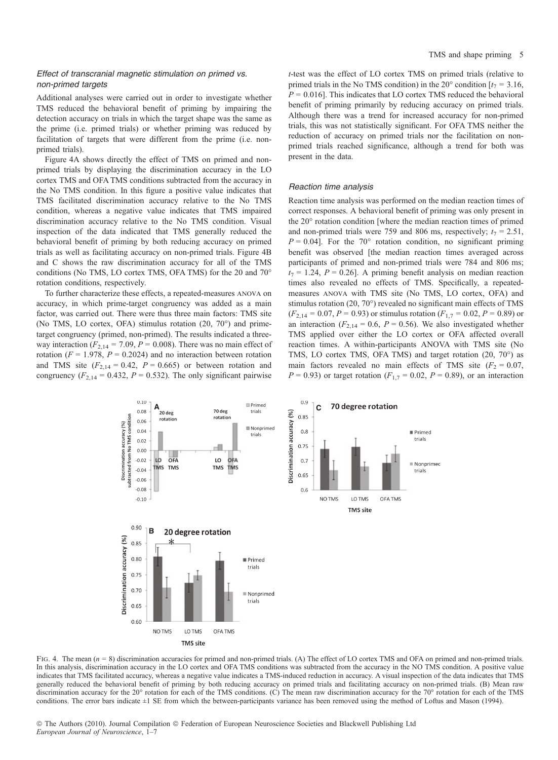### *Effect of transcranial magnetic stimulation on primed vs. non-primed targets*

Additional analyses were carried out in order to investigate whether TMS reduced the behavioral benefit of priming by impairing the detection accuracy on trials in which the target shape was the same as the prime (i.e. primed trials) or whether priming was reduced by facilitation of targets that were different from the prime (i.e. non-primed trials).

Figure 4A shows directly the effect of TMS on primed and non-primed trials by displaying the discrimination accuracy in the LO cortex TMS and OFA TMS conditions subtracted from the accuracy in the No TMS condition. In this figure a positive value indicates that TMS facilitated discrimination accuracy relative to the No TMS condition, whereas a negative value indicates that TMS impaired discrimination accuracy relative to the No TMS condition. Visual inspection of the data indicated that TMS generally reduced the behavioral benefit of priming by both reducing accuracy on primed trials as well as facilitating accuracy on non-primed trials. Figure 4B and C shows the raw discrimination accuracy for all of the TMS conditions (No TMS, LO cortex TMS, OFA TMS) for the 20 and 70° rotation conditions, respectively.

To further characterize these effects, a repeated-measures ANOVA on accuracy, in which prime-target congruency was added as a main factor, was carried out. There were thus three main factors: TMS site (No TMS, LO cortex, OFA) stimulus rotation (20, 70°) and prime-target congruency (primed, non-primed). The results indicated a three-way interaction ($F_{2,14} = 7.09$, $P = 0.008$). There was no main effect of rotation ($F = 1.978$, $P = 0.2024$) and no interaction between rotation and TMS site ($F_{2,14} = 0.42$, $P = 0.665$) or between rotation and congruency ($F_{2,14} = 0.432$, $P = 0.532$). The only significant pairwise *t*-test was the effect of LO cortex TMS on primed trials (relative to primed trials in the No TMS condition) in the 20° condition [$t_7 = 3.16$, $P = 0.016$]. This indicates that LO cortex TMS reduced the behavioral benefit of priming primarily by reducing accuracy on primed trials. Although there was a trend for increased accuracy for non-primed trials, this was not statistically significant. For OFA TMS neither the reduction of accuracy on primed trials nor the facilitation on non-primed trials reached significance, although a trend for both was present in the data.

### *Reaction time analysis*

Reaction time analysis was performed on the median reaction times of correct responses. A behavioral benefit of priming was only present in the 20° rotation condition [where the median reaction times of primed and non-primed trials were 759 and 806 ms, respectively; $t_7 = 2.51$, $P = 0.04$]. For the 70° rotation condition, no significant priming benefit was observed [the median reaction times averaged across participants of primed and non-primed trials were 784 and 806 ms; $t_7 = 1.24$, $P = 0.26$]. A priming benefit analysis on median reaction times also revealed no effects of TMS. Specifically, a repeated-measures ANOVA with TMS site (No TMS, LO cortex, OFA) and stimulus rotation (20, 70°) revealed no significant main effects of TMS ($F_{2,14} = 0.07$, $P = 0.93$) or stimulus rotation ($F_{1,7} = 0.02$, $P = 0.89$) or an interaction ($F_{2,14} = 0.6$, $P = 0.56$). We also investigated whether TMS applied over either the LO cortex or OFA affected overall reaction times. A within-participants ANOVA with TMS site (No TMS, LO cortex TMS, OFA TMS) and target rotation (20, 70°) as main factors revealed no main effects of TMS site ($F_2 = 0.07$, $P = 0.93$) or target rotation ($F_{1,7} = 0.02$, $P = 0.89$), or an interaction

Fig. 4. The mean ($n = 8$) discrimination accuracies for primed and non-primed trials. (A) The effect of LO cortex TMS and OFA on primed and non-primed trials. In this analysis, discrimination accuracy in the LO cortex and OFA TMS conditions was subtracted from the accuracy in the NO TMS condition. A positive value indicates that TMS facilitated accuracy, whereas a negative value indicates a TMS-induced reduction in accuracy. A visual inspection of the data indicates that TMS generally reduced the behavioral benefit of priming by both reducing accuracy on primed trials and facilitating accuracy on non-primed trials. (B) Mean raw discrimination accuracy for the 20° rotation for each of the TMS conditions. (C) The mean raw discrimination accuracy for the 70° rotation for each of the TMS conditions. The error bars indicate ±1 SE from which the between-participants variance has been removed using the method of Loftus and Mason (1994).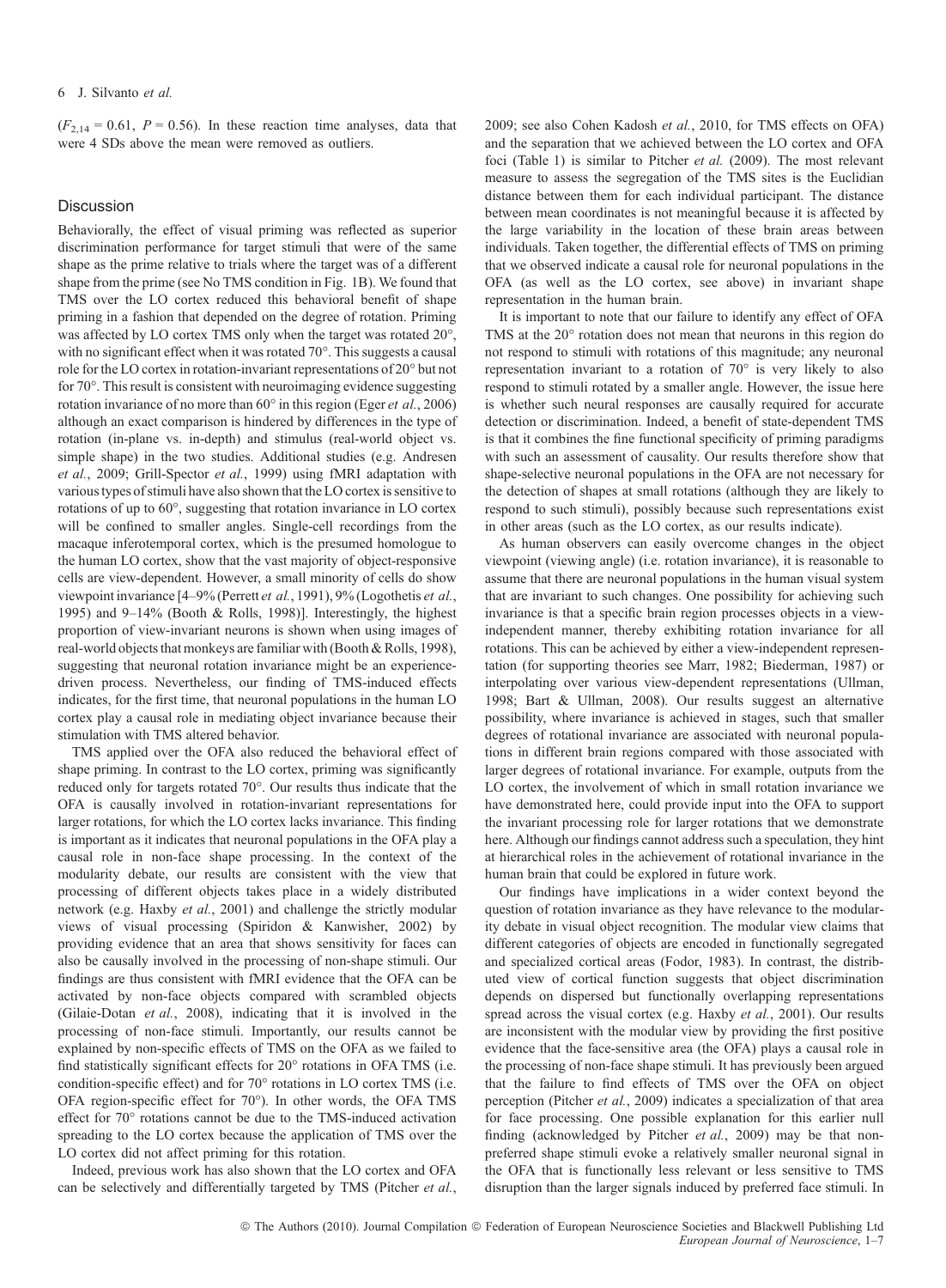($F_{2,14}$ = 0.61, $P$ = 0.56). In these reaction time analyses, data that were 4 SDs above the mean were removed as outliers.

## Discussion

Behaviorally, the effect of visual priming was reflected as superior discrimination performance for target stimuli that were of the same shape as the prime relative to trials where the target was of a different shape from the prime (see No TMS condition in Fig. 1B). We found that TMS over the LO cortex reduced this behavioral benefit of shape priming in a fashion that depended on the degree of rotation. Priming was affected by LO cortex TMS only when the target was rotated 20°, with no significant effect when it was rotated 70°. This suggests a causal role for the LO cortex in rotation-invariant representations of 20° but not for 70°. This result is consistent with neuroimaging evidence suggesting rotation invariance of no more than 60° in this region (Eger *et al.*, 2006) although an exact comparison is hindered by differences in the type of rotation (in-plane vs. in-depth) and stimulus (real-world object vs. simple shape) in the two studies. Additional studies (e.g. Andresen *et al.*, 2009; Grill-Spector *et al.*, 1999) using fMRI adaptation with various types of stimuli have also shown that the LO cortex is sensitive to rotations of up to 60°, suggesting that rotation invariance in LO cortex will be confined to smaller angles. Single-cell recordings from the macaque inferotemporal cortex, which is the presumed homologue to the human LO cortex, show that the vast majority of object-responsive cells are view-dependent. However, a small minority of cells do show viewpoint invariance [4–9% (Perrett *et al.*, 1991), 9% (Logothetis *et al.*, 1995) and 9–14% (Booth & Rolls, 1998)]. Interestingly, the highest proportion of view-invariant neurons is shown when using images of real-world objects that monkeys are familiar with (Booth & Rolls, 1998), suggesting that neuronal rotation invariance might be an experience-driven process. Nevertheless, our finding of TMS-induced effects indicates, for the first time, that neuronal populations in the human LO cortex play a causal role in mediating object invariance because their stimulation with TMS altered behavior.

TMS applied over the OFA also reduced the behavioral effect of shape priming. In contrast to the LO cortex, priming was significantly reduced only for targets rotated 70°. Our results thus indicate that the OFA is causally involved in rotation-invariant representations for larger rotations, for which the LO cortex lacks invariance. This finding is important as it indicates that neuronal populations in the OFA play a causal role in non-face shape processing. In the context of the modularity debate, our results are consistent with the view that processing of different objects takes place in a widely distributed network (e.g. Haxby *et al.*, 2001) and challenge the strictly modular views of visual processing (Spiridon & Kanwisher, 2002) by providing evidence that an area that shows sensitivity for faces can also be causally involved in the processing of non-shape stimuli. Our findings are thus consistent with fMRI evidence that the OFA can be activated by non-face objects compared with scrambled objects (Gilaie-Dotan *et al.*, 2008), indicating that it is involved in the processing of non-face stimuli. Importantly, our results cannot be explained by non-specific effects of TMS on the OFA as we failed to find statistically significant effects for 20° rotations in OFA TMS (i.e. condition-specific effect) and for 70° rotations in LO cortex TMS (i.e. OFA region-specific effect for 70°). In other words, the OFA TMS effect for 70° rotations cannot be due to the TMS-induced activation spreading to the LO cortex because the application of TMS over the LO cortex did not affect priming for this rotation.

Indeed, previous work has also shown that the LO cortex and OFA can be selectively and differentially targeted by TMS (Pitcher *et al.*, 2009; see also Cohen Kadosh *et al.*, 2010, for TMS effects on OFA) and the separation that we achieved between the LO cortex and OFA foci (Table 1) is similar to Pitcher *et al.* (2009). The most relevant measure to assess the segregation of the TMS sites is the Euclidian distance between them for each individual participant. The distance between mean coordinates is not meaningful because it is affected by the large variability in the location of these brain areas between individuals. Taken together, the differential effects of TMS on priming that we observed indicate a causal role for neuronal populations in the OFA (as well as the LO cortex, see above) in invariant shape representation in the human brain.

It is important to note that our failure to identify any effect of OFA TMS at the 20° rotation does not mean that neurons in this region do not respond to stimuli with rotations of this magnitude; any neuronal representation invariant to a rotation of 70° is very likely to also respond to stimuli rotated by a smaller angle. However, the issue here is whether such neural responses are causally required for accurate detection or discrimination. Indeed, a benefit of state-dependent TMS is that it combines the fine functional specificity of priming paradigms with such an assessment of causality. Our results therefore show that shape-selective neuronal populations in the OFA are not necessary for the detection of shapes at small rotations (although they are likely to respond to such stimuli), possibly because such representations exist in other areas (such as the LO cortex, as our results indicate).

As human observers can easily overcome changes in the object viewpoint (viewing angle) (i.e. rotation invariance), it is reasonable to assume that there are neuronal populations in the human visual system that are invariant to such changes. One possibility for achieving such invariance is that a specific brain region processes objects in a view-independent manner, thereby exhibiting rotation invariance for all rotations. This can be achieved by either a view-independent representation (for supporting theories see Marr, 1982; Biederman, 1987) or interpolating over various view-dependent representations (Ullman, 1998; Bart & Ullman, 2008). Our results suggest an alternative possibility, where invariance is achieved in stages, such that smaller degrees of rotational invariance are associated with neuronal populations in different brain regions compared with those associated with larger degrees of rotational invariance. For example, outputs from the LO cortex, the involvement of which in small rotation invariance we have demonstrated here, could provide input into the OFA to support the invariant processing role for larger rotations that we demonstrate here. Although our findings cannot address such a speculation, they hint at hierarchical roles in the achievement of rotational invariance in the human brain that could be explored in future work.

Our findings have implications in a wider context beyond the question of rotation invariance as they have relevance to the modularity debate in visual object recognition. The modular view claims that different categories of objects are encoded in functionally segregated and specialized cortical areas (Fodor, 1983). In contrast, the distributed view of cortical function suggests that object discrimination depends on dispersed but functionally overlapping representations spread across the visual cortex (e.g. Haxby *et al.*, 2001). Our results are inconsistent with the modular view by providing the first positive evidence that the face-sensitive area (the OFA) plays a causal role in the processing of non-face shape stimuli. It has previously been argued that the failure to find effects of TMS over the OFA on object perception (Pitcher *et al.*, 2009) indicates a specialization of that area for face processing. One possible explanation for this earlier null finding (acknowledged by Pitcher *et al.*, 2009) may be that non-preferred shape stimuli evoke a relatively smaller neuronal signal in the OFA that is functionally less relevant or less sensitive to TMS disruption than the larger signals induced by preferred face stimuli. In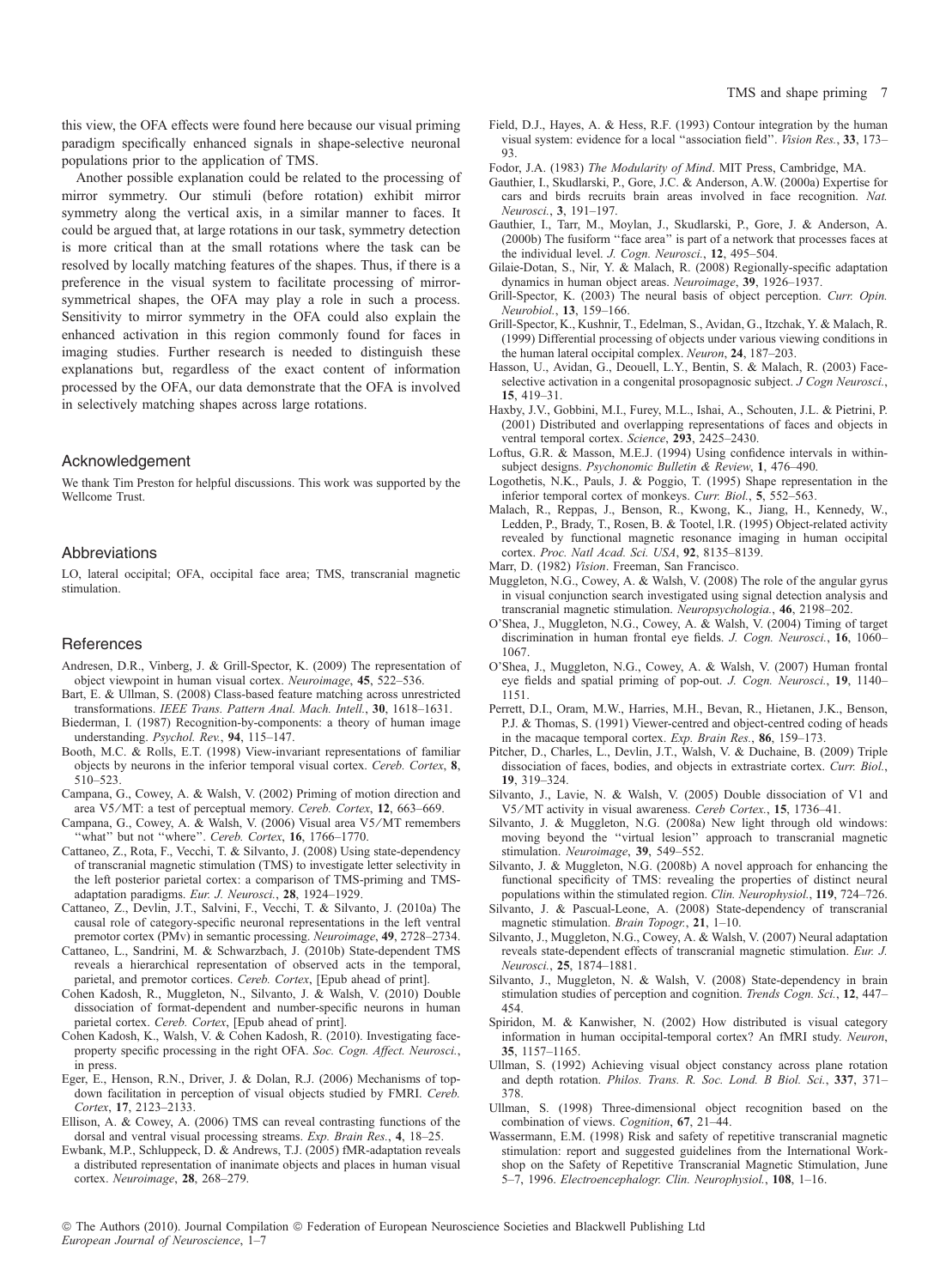this view, the OFA effects were found here because our visual priming paradigm specifically enhanced signals in shape-selective neuronal populations prior to the application of TMS.

Another possible explanation could be related to the processing of mirror symmetry. Our stimuli (before rotation) exhibit mirror symmetry along the vertical axis, in a similar manner to faces. It could be argued that, at large rotations in our task, symmetry detection is more critical than at the small rotations where the task can be resolved by locally matching features of the shapes. Thus, if there is a preference in the visual system to facilitate processing of mirror-symmetrical shapes, the OFA may play a role in such a process. Sensitivity to mirror symmetry in the OFA could also explain the enhanced activation in this region commonly found for faces in imaging studies. Further research is needed to distinguish these explanations but, regardless of the exact content of information processed by the OFA, our data demonstrate that the OFA is involved in selectively matching shapes across large rotations.

## Acknowledgement

We thank Tim Preston for helpful discussions. This work was supported by the Wellcome Trust.

## Abbreviations

LO, lateral occipital; OFA, occipital face area; TMS, transcranial magnetic stimulation.

## References

Andresen, D.R., Vinberg, J. & Grill-Spector, K. (2009) The representation of object viewpoint in human visual cortex. *Neuroimage*, **45**, 522–536.

Bart, E. & Ullman, S. (2008) Class-based feature matching across unrestricted transformations. *IEEE Trans. Pattern Anal. Mach. Intell.*, **30**, 1618–1631.

Biederman, I. (1987) Recognition-by-components: a theory of human image understanding. *Psychol. Rev.*, **94**, 115–147.

Booth, M.C. & Rolls, E.T. (1998) View-invariant representations of familiar objects by neurons in the inferior temporal visual cortex. *Cereb. Cortex*, **8**, 510–523.

Campana, G., Cowey, A. & Walsh, V. (2002) Priming of motion direction and area V5/MT: a test of perceptual memory. *Cereb. Cortex*, **12**, 663–669.

Campana, G., Cowey, A. & Walsh, V. (2006) Visual area V5/MT remembers "what" but not "where". *Cereb. Cortex*, **16**, 1766–1770.

Cattaneo, Z., Rota, F., Vecchi, T. & Silvanto, J. (2008) Using state-dependency of transcranial magnetic stimulation (TMS) to investigate letter selectivity in the left posterior parietal cortex: a comparison of TMS-priming and TMS-adaptation paradigms. *Eur. J. Neurosci.*, **28**, 1924–1929.

Cattaneo, Z., Devlin, J.T., Salvini, F., Vecchi, T. & Silvanto, J. (2010a) The causal role of category-specific neuronal representations in the left ventral premotor cortex (PMv) in semantic processing. *Neuroimage*, **49**, 2728–2734.

Cattaneo, L., Sandrini, M. & Schwarzbach, J. (2010b) State-dependent TMS reveals a hierarchical representation of observed acts in the temporal, parietal, and premotor cortices. *Cereb. Cortex*, [Epub ahead of print].

Cohen Kadosh, R., Muggleton, N., Silvanto, J. & Walsh, V. (2010) Double dissociation of format-dependent and number-specific neurons in human parietal cortex. *Cereb. Cortex*, [Epub ahead of print].

Cohen Kadosh, K., Walsh, V. & Cohen Kadosh, R. (2010). Investigating face-property specific processing in the right OFA. *Soc. Cogn. Affect. Neurosci.*, in press.

Eger, E., Henson, R.N., Driver, J. & Dolan, R.J. (2006) Mechanisms of top-down facilitation in perception of visual objects studied by FMRI. *Cereb. Cortex*, **17**, 2123–2133.

Ellison, A. & Cowey, A. (2006) TMS can reveal contrasting functions of the dorsal and ventral visual processing streams. *Exp. Brain Res.*, **4**, 18–25.

Ewbank, M.P., Schluppeck, D. & Andrews, T.J. (2005) fMR-adaptation reveals a distributed representation of inanimate objects and places in human visual cortex. *Neuroimage*, **28**, 268–279.

Field, D.J., Hayes, A. & Hess, R.F. (1993) Contour integration by the human visual system: evidence for a local "association field". *Vision Res.*, **33**, 173–93.

Fodor, J.A. (1983) *The Modularity of Mind*. MIT Press, Cambridge, MA.

Gauthier, I., Skudlarski, P., Gore, J.C. & Anderson, A.W. (2000a) Expertise for cars and birds recruits brain areas involved in face recognition. *Nat. Neurosci.*, **3**, 191–197.

Gauthier, I., Tarr, M., Moylan, J., Skudlarski, P., Gore, J. & Anderson, A. (2000b) The fusiform "face area" is part of a network that processes faces at the individual level. *J. Cogn. Neurosci.*, **12**, 495–504.

Gilaie-Dotan, S., Nir, Y. & Malach, R. (2008) Regionally-specific adaptation dynamics in human object areas. *Neuroimage*, **39**, 1926–1937.

Grill-Spector, K. (2003) The neural basis of object perception. *Curr. Opin. Neurobiol.*, **13**, 159–166.

Grill-Spector, K., Kushnir, T., Edelman, S., Avidan, G., Itzchak, Y. & Malach, R. (1999) Differential processing of objects under various viewing conditions in the human lateral occipital complex. *Neuron*, **24**, 187–203.

Hasson, U., Avidan, G., Deouell, L.Y., Bentin, S. & Malach, R. (2003) Face-selective activation in a congenital prosopagnosic subject. *J Cogn Neurosci.*, **15**, 419–31.

Haxby, J.V., Gobbini, M.I., Furey, M.L., Ishai, A., Schouten, J.L. & Pietrini, P. (2001) Distributed and overlapping representations of faces and objects in ventral temporal cortex. *Science*, **293**, 2425–2430.

Loftus, G.R. & Masson, M.E.J. (1994) Using confidence intervals in within-subject designs. *Psychonomic Bulletin & Review*, **1**, 476–490.

Logothetis, N.K., Pauls, J. & Poggio, T. (1995) Shape representation in the inferior temporal cortex of monkeys. *Curr. Biol.*, **5**, 552–563.

Malach, R., Reppas, J., Benson, R., Kwong, K., Jiang, H., Kennedy, W., Ledden, P., Brady, T., Rosen, B. & Tootel, l.R. (1995) Object-related activity revealed by functional magnetic resonance imaging in human occipital cortex. *Proc. Natl Acad. Sci. USA*, **92**, 8135–8139.

Marr, D. (1982) *Vision*. Freeman, San Francisco.

Muggleton, N.G., Cowey, A. & Walsh, V. (2008) The role of the angular gyrus in visual conjunction search investigated using signal detection analysis and transcranial magnetic stimulation. *Neuropsychologia.*, **46**, 2198–202.

O'Shea, J., Muggleton, N.G., Cowey, A. & Walsh, V. (2004) Timing of target discrimination in human frontal eye fields. *J. Cogn. Neurosci.*, **16**, 1060–1067.

O'Shea, J., Muggleton, N.G., Cowey, A. & Walsh, V. (2007) Human frontal eye fields and spatial priming of pop-out. *J. Cogn. Neurosci.*, **19**, 1140–1151.

Perrett, D.I., Oram, M.W., Harries, M.H., Bevan, R., Hietanen, J.K., Benson, P.J. & Thomas, S. (1991) Viewer-centred and object-centred coding of heads in the macaque temporal cortex. *Exp. Brain Res.*, **86**, 159–173.

Pitcher, D., Charles, L., Devlin, J.T., Walsh, V. & Duchaine, B. (2009) Triple dissociation of faces, bodies, and objects in extrastriate cortex. *Curr. Biol.*, **19**, 319–324.

Silvanto, J., Lavie, N. & Walsh, V. (2005) Double dissociation of V1 and V5/MT activity in visual awareness. *Cereb Cortex.*, **15**, 1736–41.

Silvanto, J. & Muggleton, N.G. (2008a) New light through old windows: moving beyond the "virtual lesion" approach to transcranial magnetic stimulation. *Neuroimage*, **39**, 549–552.

Silvanto, J. & Muggleton, N.G. (2008b) A novel approach for enhancing the functional specificity of TMS: revealing the properties of distinct neural populations within the stimulated region. *Clin. Neurophysiol.*, **119**, 724–726.

Silvanto, J. & Pascual-Leone, A. (2008) State-dependency of transcranial magnetic stimulation. *Brain Topogr.*, **21**, 1–10.

Silvanto, J., Muggleton, N.G., Cowey, A. & Walsh, V. (2007) Neural adaptation reveals state-dependent effects of transcranial magnetic stimulation. *Eur. J. Neurosci.*, **25**, 1874–1881.

Silvanto, J., Muggleton, N. & Walsh, V. (2008) State-dependency in brain stimulation studies of perception and cognition. *Trends Cogn. Sci.*, **12**, 447–454.

Spiridon, M. & Kanwisher, N. (2002) How distributed is visual category information in human occipital-temporal cortex? An fMRI study. *Neuron*, **35**, 1157–1165.

Ullman, S. (1992) Achieving visual object constancy across plane rotation and depth rotation. *Philos. Trans. R. Soc. Lond. B Biol. Sci.*, **337**, 371–378.

Ullman, S. (1998) Three-dimensional object recognition based on the combination of views. *Cognition*, **67**, 21–44.

Wassermann, E.M. (1998) Risk and safety of repetitive transcranial magnetic stimulation: report and suggested guidelines from the International Workshop on the Safety of Repetitive Transcranial Magnetic Stimulation, June 5–7, 1996. *Electroencephalogr. Clin. Neurophysiol.*, **108**, 1–16.